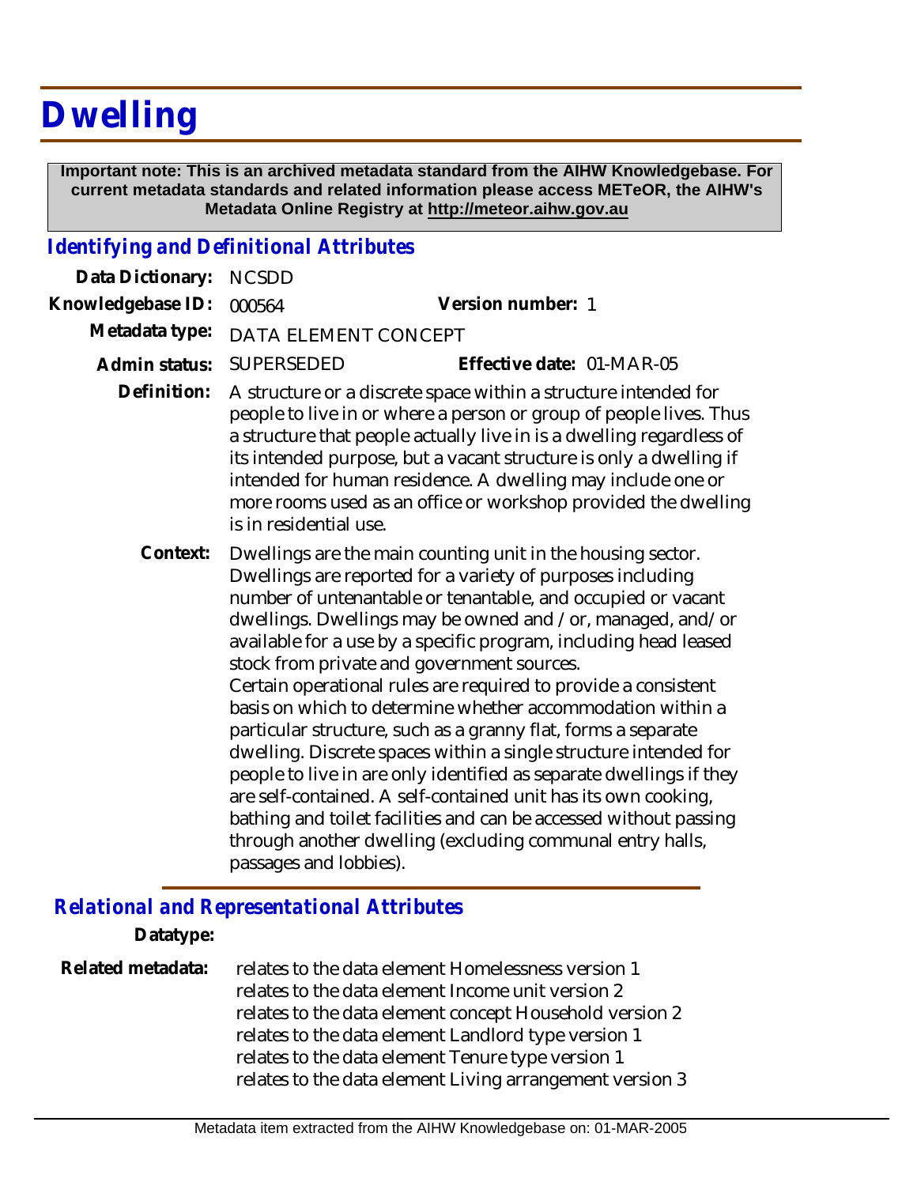# Dwelling

**Important note: This is an archived metadata standard from the AIHW Knowledgebase. For current metadata standards and related information please access METeOR, the AIHW's Metadata Online Registry at http://meteor.aihw.gov.au**

## *Identifying and Definitional Attributes*

**Data Dictionary:** NCSDD

**Knowledgebase ID:** 000564 **Version number:** 1

**Metadata type:** DATA ELEMENT CONCEPT

**Admin status:** SUPERSEDED **Effective date:** 01-MAR-05

**Definition:** A structure or a discrete space within a structure intended for people to live in or where a person or group of people lives. Thus a structure that people actually live in is a dwelling regardless of its intended purpose, but a vacant structure is only a dwelling if intended for human residence. A dwelling may include one or more rooms used as an office or workshop provided the dwelling is in residential use.

**Context:** Dwellings are the main counting unit in the housing sector. Dwellings are reported for a variety of purposes including number of untenantable or tenantable, and occupied or vacant dwellings. Dwellings may be owned and /or, managed, and/or available for a use by a specific program, including head leased stock from private and government sources.
Certain operational rules are required to provide a consistent basis on which to determine whether accommodation within a particular structure, such as a granny flat, forms a separate dwelling. Discrete spaces within a single structure intended for people to live in are only identified as separate dwellings if they are self-contained. A self-contained unit has its own cooking, bathing and toilet facilities and can be accessed without passing through another dwelling (excluding communal entry halls, passages and lobbies).

## *Relational and Representational Attributes*

**Datatype:**

**Related metadata:** relates to the data element Homelessness version 1
relates to the data element Income unit version 2
relates to the data element concept Household version 2
relates to the data element Landlord type version 1
relates to the data element Tenure type version 1
relates to the data element Living arrangement version 3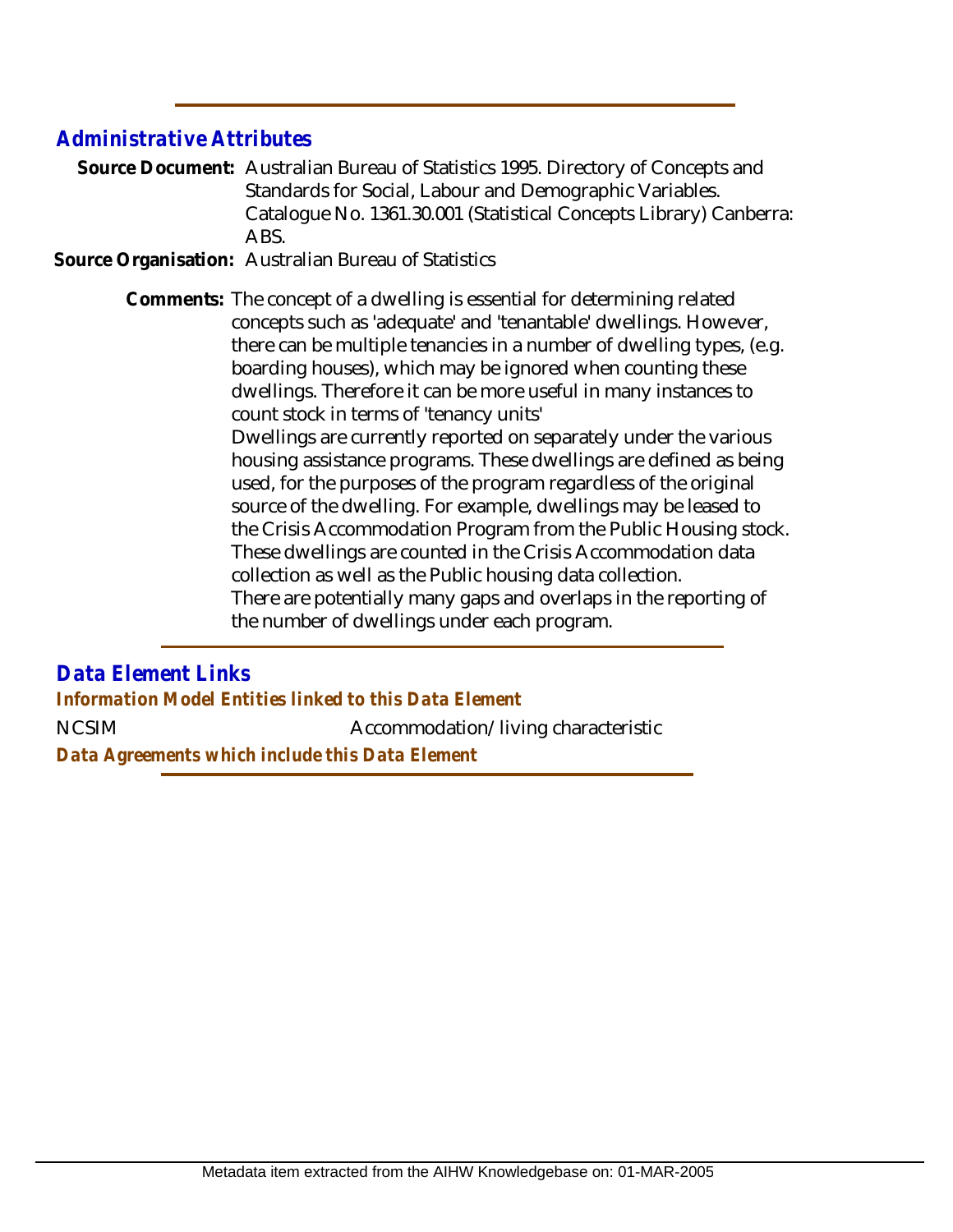## Administrative Attributes

**Source Document:** Australian Bureau of Statistics 1995. Directory of Concepts and Standards for Social, Labour and Demographic Variables. Catalogue No. 1361.30.001 (Statistical Concepts Library) Canberra: ABS.

**Source Organisation:** Australian Bureau of Statistics

**Comments:** The concept of a dwelling is essential for determining related concepts such as 'adequate' and 'tenantable' dwellings. However, there can be multiple tenancies in a number of dwelling types, (e.g. boarding houses), which may be ignored when counting these dwellings. Therefore it can be more useful in many instances to count stock in terms of 'tenancy units'

Dwellings are currently reported on separately under the various housing assistance programs. These dwellings are defined as being used, for the purposes of the program regardless of the original source of the dwelling. For example, dwellings may be leased to the Crisis Accommodation Program from the Public Housing stock. These dwellings are counted in the Crisis Accommodation data collection as well as the Public housing data collection.

There are potentially many gaps and overlaps in the reporting of the number of dwellings under each program.

## Data Element Links

### Information Model Entities linked to this Data Element

NCSIM Accommodation/living characteristic

### Data Agreements which include this Data Element

Metadata item extracted from the AIHW Knowledgebase on: 01-MAR-2005